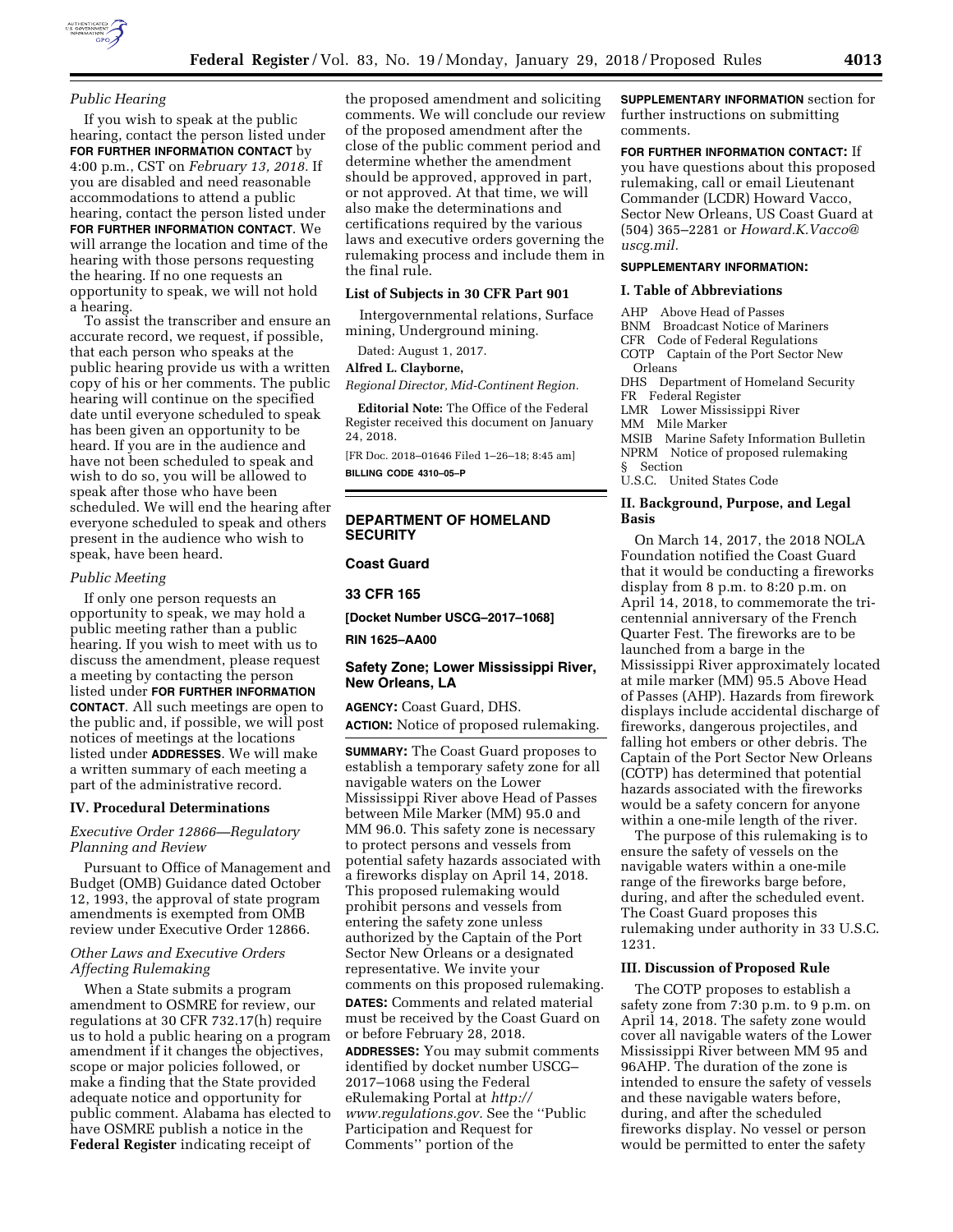*Public Hearing*

If you wish to speak at the public hearing, contact the person listed under **FOR FURTHER INFORMATION CONTACT** by 4:00 p.m., CST on *February 13, 2018.* If you are disabled and need reasonable accommodations to attend a public hearing, contact the person listed under **FOR FURTHER INFORMATION CONTACT**. We will arrange the location and time of the hearing with those persons requesting the hearing. If no one requests an opportunity to speak, we will not hold a hearing.

To assist the transcriber and ensure an accurate record, we request, if possible, that each person who speaks at the public hearing provide us with a written copy of his or her comments. The public hearing will continue on the specified date until everyone scheduled to speak has been given an opportunity to be heard. If you are in the audience and have not been scheduled to speak and wish to do so, you will be allowed to speak after those who have been scheduled. We will end the hearing after everyone scheduled to speak and others present in the audience who wish to speak, have been heard.

*Public Meeting*

If only one person requests an opportunity to speak, we may hold a public meeting rather than a public hearing. If you wish to meet with us to discuss the amendment, please request a meeting by contacting the person listed under **FOR FURTHER INFORMATION CONTACT**. All such meetings are open to the public and, if possible, we will post notices of meetings at the locations listed under **ADDRESSES**. We will make a written summary of each meeting a part of the administrative record.

## IV. Procedural Determinations

*Executive Order 12866—Regulatory Planning and Review*

Pursuant to Office of Management and Budget (OMB) Guidance dated October 12, 1993, the approval of state program amendments is exempted from OMB review under Executive Order 12866.

*Other Laws and Executive Orders Affecting Rulemaking*

When a State submits a program amendment to OSMRE for review, our regulations at 30 CFR 732.17(h) require us to hold a public hearing on a program amendment if it changes the objectives, scope or major policies followed, or make a finding that the State provided adequate notice and opportunity for public comment. Alabama has elected to have OSMRE publish a notice in the **Federal Register** indicating receipt of the proposed amendment and soliciting comments. We will conclude our review of the proposed amendment after the close of the public comment period and determine whether the amendment should be approved, approved in part, or not approved. At that time, we will also make the determinations and certifications required by the various laws and executive orders governing the rulemaking process and include them in the final rule.

### List of Subjects in 30 CFR Part 901

Intergovernmental relations, Surface mining, Underground mining.

Dated: August 1, 2017.

**Alfred L. Clayborne,**

*Regional Director, Mid-Continent Region.*

**Editorial Note:** The Office of the Federal Register received this document on January 24, 2018.

[FR Doc. 2018–01646 Filed 1–26–18; 8:45 am]

**BILLING CODE 4310–05–P**

---

## DEPARTMENT OF HOMELAND SECURITY

### Coast Guard

### 33 CFR 165

**[Docket Number USCG–2017–1068]**

**RIN 1625–AA00**

## Safety Zone; Lower Mississippi River, New Orleans, LA

**AGENCY:** Coast Guard, DHS.

**ACTION:** Notice of proposed rulemaking.

**SUMMARY:** The Coast Guard proposes to establish a temporary safety zone for all navigable waters on the Lower Mississippi River above Head of Passes between Mile Marker (MM) 95.0 and MM 96.0. This safety zone is necessary to protect persons and vessels from potential safety hazards associated with a fireworks display on April 14, 2018. This proposed rulemaking would prohibit persons and vessels from entering the safety zone unless authorized by the Captain of the Port Sector New Orleans or a designated representative. We invite your comments on this proposed rulemaking.

**DATES:** Comments and related material must be received by the Coast Guard on or before February 28, 2018.

**ADDRESSES:** You may submit comments identified by docket number USCG–2017–1068 using the Federal eRulemaking Portal at *http://www.regulations.gov.* See the ''Public Participation and Request for Comments'' portion of the **SUPPLEMENTARY INFORMATION** section for further instructions on submitting comments.

**FOR FURTHER INFORMATION CONTACT:** If you have questions about this proposed rulemaking, call or email Lieutenant Commander (LCDR) Howard Vacco, Sector New Orleans, US Coast Guard at (504) 365–2281 or *Howard.K.Vacco@uscg.mil.*

**SUPPLEMENTARY INFORMATION:**

### I. Table of Abbreviations

AHP Above Head of Passes
BNM Broadcast Notice of Mariners
CFR Code of Federal Regulations
COTP Captain of the Port Sector New Orleans
DHS Department of Homeland Security
FR Federal Register
LMR Lower Mississippi River
MM Mile Marker
MSIB Marine Safety Information Bulletin
NPRM Notice of proposed rulemaking
§ Section
U.S.C. United States Code

### II. Background, Purpose, and Legal Basis

On March 14, 2017, the 2018 NOLA Foundation notified the Coast Guard that it would be conducting a fireworks display from 8 p.m. to 8:20 p.m. on April 14, 2018, to commemorate the tri-centennial anniversary of the French Quarter Fest. The fireworks are to be launched from a barge in the Mississippi River approximately located at mile marker (MM) 95.5 Above Head of Passes (AHP). Hazards from firework displays include accidental discharge of fireworks, dangerous projectiles, and falling hot embers or other debris. The Captain of the Port Sector New Orleans (COTP) has determined that potential hazards associated with the fireworks would be a safety concern for anyone within a one-mile length of the river.

The purpose of this rulemaking is to ensure the safety of vessels on the navigable waters within a one-mile range of the fireworks barge before, during, and after the scheduled event. The Coast Guard proposes this rulemaking under authority in 33 U.S.C. 1231.

### III. Discussion of Proposed Rule

The COTP proposes to establish a safety zone from 7:30 p.m. to 9 p.m. on April 14, 2018. The safety zone would cover all navigable waters of the Lower Mississippi River between MM 95 and 96AHP. The duration of the zone is intended to ensure the safety of vessels and these navigable waters before, during, and after the scheduled fireworks display. No vessel or person would be permitted to enter the safety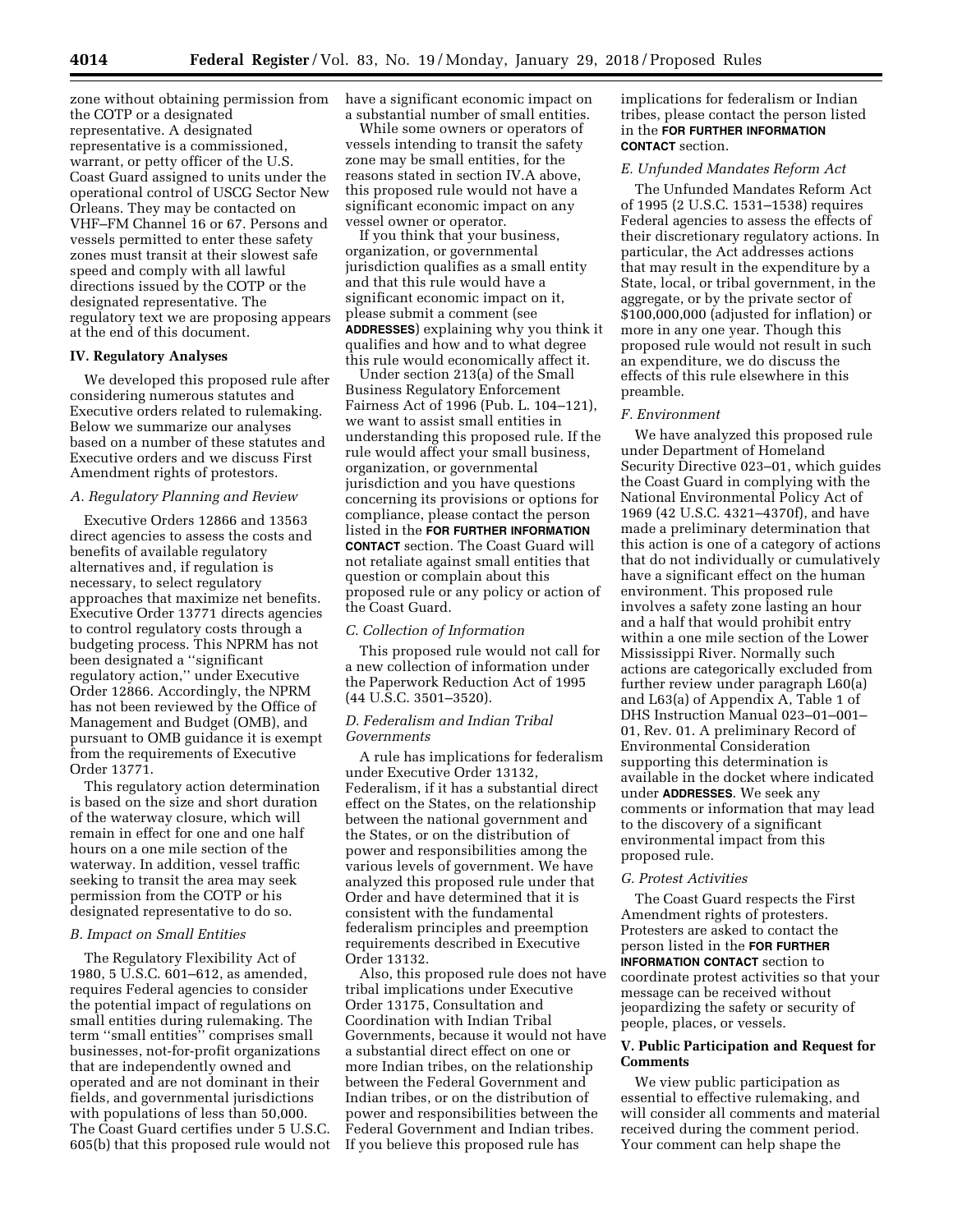zone without obtaining permission from the COTP or a designated representative. A designated representative is a commissioned, warrant, or petty officer of the U.S. Coast Guard assigned to units under the operational control of USCG Sector New Orleans. They may be contacted on VHF–FM Channel 16 or 67. Persons and vessels permitted to enter these safety zones must transit at their slowest safe speed and comply with all lawful directions issued by the COTP or the designated representative. The regulatory text we are proposing appears at the end of this document.

## IV. Regulatory Analyses

We developed this proposed rule after considering numerous statutes and Executive orders related to rulemaking. Below we summarize our analyses based on a number of these statutes and Executive orders and we discuss First Amendment rights of protestors.

### *A. Regulatory Planning and Review*

Executive Orders 12866 and 13563 direct agencies to assess the costs and benefits of available regulatory alternatives and, if regulation is necessary, to select regulatory approaches that maximize net benefits. Executive Order 13771 directs agencies to control regulatory costs through a budgeting process. This NPRM has not been designated a "significant regulatory action," under Executive Order 12866. Accordingly, the NPRM has not been reviewed by the Office of Management and Budget (OMB), and pursuant to OMB guidance it is exempt from the requirements of Executive Order 13771.

This regulatory action determination is based on the size and short duration of the waterway closure, which will remain in effect for one and one half hours on a one mile section of the waterway. In addition, vessel traffic seeking to transit the area may seek permission from the COTP or his designated representative to do so.

### *B. Impact on Small Entities*

The Regulatory Flexibility Act of 1980, 5 U.S.C. 601–612, as amended, requires Federal agencies to consider the potential impact of regulations on small entities during rulemaking. The term "small entities" comprises small businesses, not-for-profit organizations that are independently owned and operated and are not dominant in their fields, and governmental jurisdictions with populations of less than 50,000. The Coast Guard certifies under 5 U.S.C. 605(b) that this proposed rule would not have a significant economic impact on a substantial number of small entities.

While some owners or operators of vessels intending to transit the safety zone may be small entities, for the reasons stated in section IV.A above, this proposed rule would not have a significant economic impact on any vessel owner or operator.

If you think that your business, organization, or governmental jurisdiction qualifies as a small entity and that this rule would have a significant economic impact on it, please submit a comment (see **ADDRESSES**) explaining why you think it qualifies and how and to what degree this rule would economically affect it.

Under section 213(a) of the Small Business Regulatory Enforcement Fairness Act of 1996 (Pub. L. 104–121), we want to assist small entities in understanding this proposed rule. If the rule would affect your small business, organization, or governmental jurisdiction and you have questions concerning its provisions or options for compliance, please contact the person listed in the **FOR FURTHER INFORMATION CONTACT** section. The Coast Guard will not retaliate against small entities that question or complain about this proposed rule or any policy or action of the Coast Guard.

### *C. Collection of Information*

This proposed rule would not call for a new collection of information under the Paperwork Reduction Act of 1995 (44 U.S.C. 3501–3520).

### *D. Federalism and Indian Tribal Governments*

A rule has implications for federalism under Executive Order 13132, Federalism, if it has a substantial direct effect on the States, on the relationship between the national government and the States, or on the distribution of power and responsibilities among the various levels of government. We have analyzed this proposed rule under that Order and have determined that it is consistent with the fundamental federalism principles and preemption requirements described in Executive Order 13132.

Also, this proposed rule does not have tribal implications under Executive Order 13175, Consultation and Coordination with Indian Tribal Governments, because it would not have a substantial direct effect on one or more Indian tribes, on the relationship between the Federal Government and Indian tribes, or on the distribution of power and responsibilities between the Federal Government and Indian tribes. If you believe this proposed rule has implications for federalism or Indian tribes, please contact the person listed in the **FOR FURTHER INFORMATION CONTACT** section.

### *E. Unfunded Mandates Reform Act*

The Unfunded Mandates Reform Act of 1995 (2 U.S.C. 1531–1538) requires Federal agencies to assess the effects of their discretionary regulatory actions. In particular, the Act addresses actions that may result in the expenditure by a State, local, or tribal government, in the aggregate, or by the private sector of $100,000,000 (adjusted for inflation) or more in any one year. Though this proposed rule would not result in such an expenditure, we do discuss the effects of this rule elsewhere in this preamble.

### *F. Environment*

We have analyzed this proposed rule under Department of Homeland Security Directive 023–01, which guides the Coast Guard in complying with the National Environmental Policy Act of 1969 (42 U.S.C. 4321–4370f), and have made a preliminary determination that this action is one of a category of actions that do not individually or cumulatively have a significant effect on the human environment. This proposed rule involves a safety zone lasting an hour and a half that would prohibit entry within a one mile section of the Lower Mississippi River. Normally such actions are categorically excluded from further review under paragraph L60(a) and L63(a) of Appendix A, Table 1 of DHS Instruction Manual 023–01–001–01, Rev. 01. A preliminary Record of Environmental Consideration supporting this determination is available in the docket where indicated under **ADDRESSES**. We seek any comments or information that may lead to the discovery of a significant environmental impact from this proposed rule.

### *G. Protest Activities*

The Coast Guard respects the First Amendment rights of protesters. Protesters are asked to contact the person listed in the **FOR FURTHER INFORMATION CONTACT** section to coordinate protest activities so that your message can be received without jeopardizing the safety or security of people, places, or vessels.

## V. Public Participation and Request for Comments

We view public participation as essential to effective rulemaking, and will consider all comments and material received during the comment period. Your comment can help shape the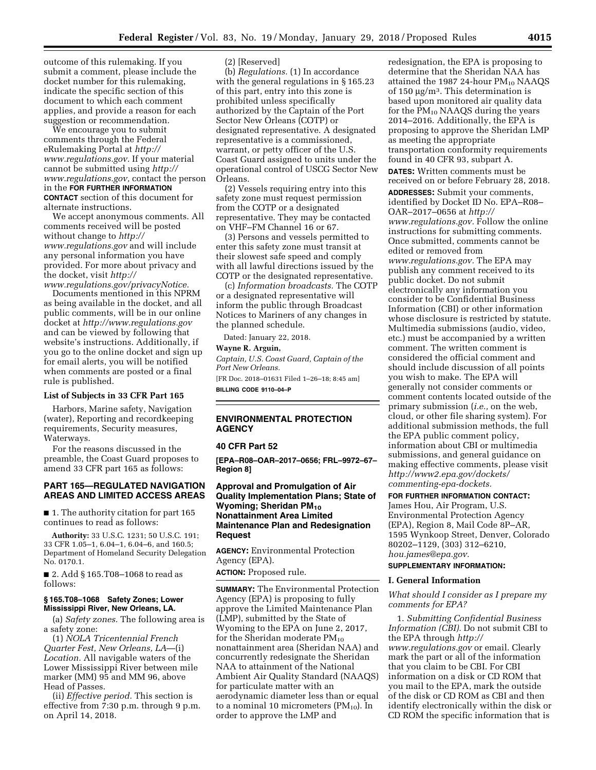outcome of this rulemaking. If you submit a comment, please include the docket number for this rulemaking, indicate the specific section of this document to which each comment applies, and provide a reason for each suggestion or recommendation.

We encourage you to submit comments through the Federal eRulemaking Portal at *http://www.regulations.gov*. If your material cannot be submitted using *http://www.regulations.gov,* contact the person in the **FOR FURTHER INFORMATION CONTACT** section of this document for alternate instructions.

We accept anonymous comments. All comments received will be posted without change to *http://www.regulations.gov* and will include any personal information you have provided. For more about privacy and the docket, visit *http://www.regulations.gov/privacyNotice.*

Documents mentioned in this NPRM as being available in the docket, and all public comments, will be in our online docket at *http://www.regulations.gov* and can be viewed by following that website's instructions. Additionally, if you go to the online docket and sign up for email alerts, you will be notified when comments are posted or a final rule is published.

### List of Subjects in 33 CFR Part 165

Harbors, Marine safety, Navigation (water), Reporting and recordkeeping requirements, Security measures, Waterways.

For the reasons discussed in the preamble, the Coast Guard proposes to amend 33 CFR part 165 as follows:

## PART 165—REGULATED NAVIGATION AREAS AND LIMITED ACCESS AREAS

■ 1. The authority citation for part 165 continues to read as follows:

**Authority:** 33 U.S.C. 1231; 50 U.S.C. 191; 33 CFR 1.05–1, 6.04–1, 6.04–6, and 160.5; Department of Homeland Security Delegation No. 0170.1.

■ 2. Add § 165.T08–1068 to read as follows:

### § 165.T08–1068 Safety Zones; Lower Mississippi River, New Orleans, LA.

(a) *Safety zones.* The following area is a safety zone:

(1) *NOLA Tricentennial French Quarter Fest, New Orleans, LA*—(i) *Location.* All navigable waters of the Lower Mississippi River between mile marker (MM) 95 and MM 96, above Head of Passes.

(ii) *Effective period.* This section is effective from 7:30 p.m. through 9 p.m. on April 14, 2018.

(2) [Reserved]

(b) *Regulations.* (1) In accordance with the general regulations in § 165.23 of this part, entry into this zone is prohibited unless specifically authorized by the Captain of the Port Sector New Orleans (COTP) or designated representative. A designated representative is a commissioned, warrant, or petty officer of the U.S. Coast Guard assigned to units under the operational control of USCG Sector New Orleans.

(2) Vessels requiring entry into this safety zone must request permission from the COTP or a designated representative. They may be contacted on VHF–FM Channel 16 or 67.

(3) Persons and vessels permitted to enter this safety zone must transit at their slowest safe speed and comply with all lawful directions issued by the COTP or the designated representative.

(c) *Information broadcasts.* The COTP or a designated representative will inform the public through Broadcast Notices to Mariners of any changes in the planned schedule.

Dated: January 22, 2018.

**Wayne R. Arguin,**

*Captain, U.S. Coast Guard, Captain of the Port New Orleans.*

[FR Doc. 2018–01631 Filed 1–26–18; 8:45 am]

**BILLING CODE 9110–04–P**

---

## ENVIRONMENTAL PROTECTION AGENCY

### 40 CFR Part 52

**[EPA–R08–OAR–2017–0656; FRL–9972–67–Region 8]**

### Approval and Promulgation of Air Quality Implementation Plans; State of Wyoming; Sheridan $PM_{10}$ Nonattainment Area Limited Maintenance Plan and Redesignation Request

**AGENCY:** Environmental Protection Agency (EPA).

**ACTION:** Proposed rule.

**SUMMARY:** The Environmental Protection Agency (EPA) is proposing to fully approve the Limited Maintenance Plan (LMP), submitted by the State of Wyoming to the EPA on June 2, 2017, for the Sheridan moderate $PM_{10}$ nonattainment area (Sheridan NAA) and concurrently redesignate the Sheridan NAA to attainment of the National Ambient Air Quality Standard (NAAQS) for particulate matter with an aerodynamic diameter less than or equal to a nominal 10 micrometers ($PM_{10}$). In order to approve the LMP and redesignation, the EPA is proposing to determine that the Sheridan NAA has attained the 1987 24-hour $PM_{10}$ NAAQS of 150 $\mu g/m^3$. This determination is based upon monitored air quality data for the $PM_{10}$ NAAQS during the years 2014–2016. Additionally, the EPA is proposing to approve the Sheridan LMP as meeting the appropriate transportation conformity requirements found in 40 CFR 93, subpart A.

**DATES:** Written comments must be received on or before February 28, 2018.

**ADDRESSES:** Submit your comments, identified by Docket ID No. EPA–R08–OAR–2017–0656 at *http://www.regulations.gov.* Follow the online instructions for submitting comments. Once submitted, comments cannot be edited or removed from *www.regulations.gov.* The EPA may publish any comment received to its public docket. Do not submit electronically any information you consider to be Confidential Business Information (CBI) or other information whose disclosure is restricted by statute. Multimedia submissions (audio, video, etc.) must be accompanied by a written comment. The written comment is considered the official comment and should include discussion of all points you wish to make. The EPA will generally not consider comments or comment contents located outside of the primary submission (*i.e.,* on the web, cloud, or other file sharing system). For additional submission methods, the full the EPA public comment policy, information about CBI or multimedia submissions, and general guidance on making effective comments, please visit *http://www2.epa.gov/dockets/commenting-epa-dockets.*

**FOR FURTHER INFORMATION CONTACT:** James Hou, Air Program, U.S. Environmental Protection Agency (EPA), Region 8, Mail Code 8P–AR, 1595 Wynkoop Street, Denver, Colorado 80202–1129, (303) 312–6210, *hou.james@epa.gov.*

**SUPPLEMENTARY INFORMATION:**

### I. General Information

*What should I consider as I prepare my comments for EPA?*

1. *Submitting Confidential Business Information (CBI).* Do not submit CBI to the EPA through *http://www.regulations.gov* or email. Clearly mark the part or all of the information that you claim to be CBI. For CBI information on a disk or CD ROM that you mail to the EPA, mark the outside of the disk or CD ROM as CBI and then identify electronically within the disk or CD ROM the specific information that is